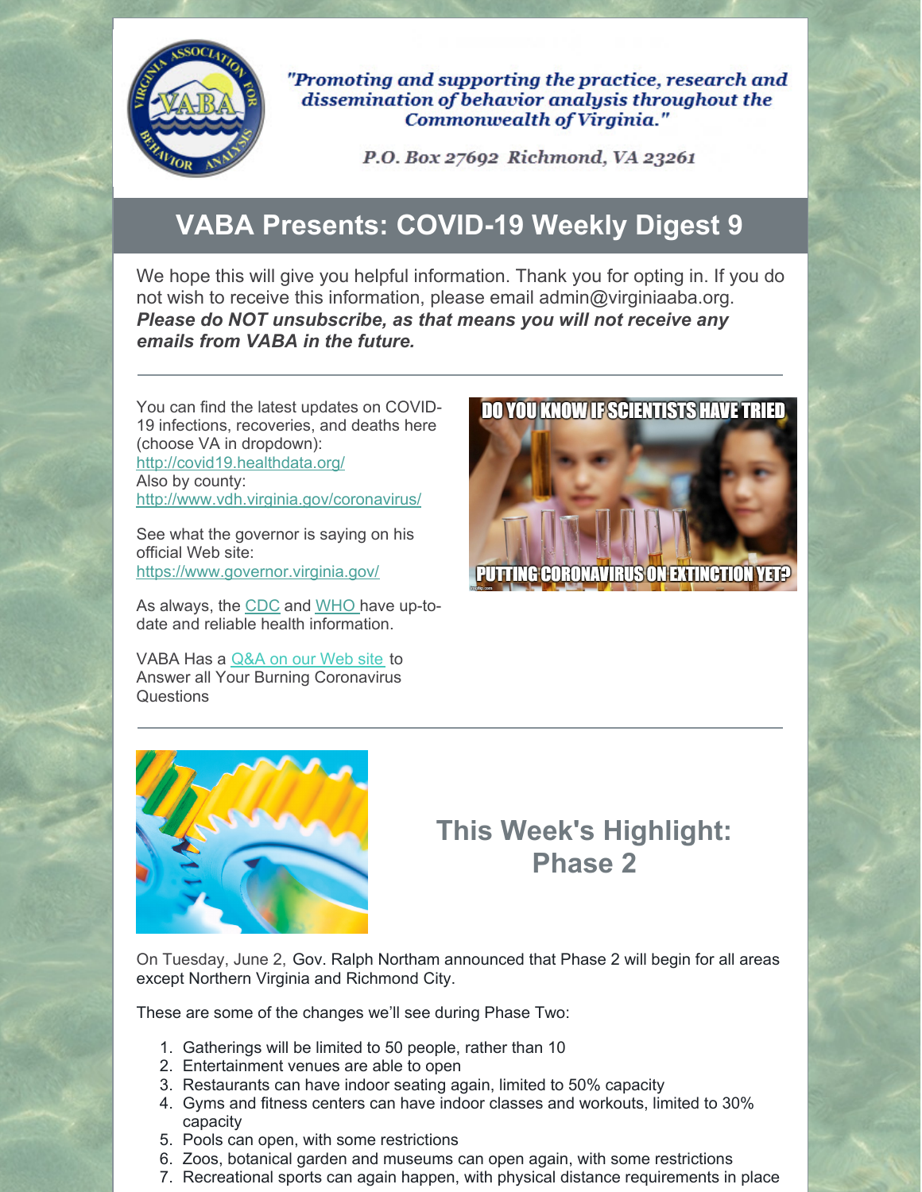"Promoting and supporting the practice, research and dissemination of behavior analysis throughout the Commonwealth of Virginia."

P.O. Box 27692 Richmond, VA 23261

# VABA Presents: COVID-19 Weekly Digest 9

We hope this will give you helpful information. Thank you for opting in. If you do not wish to receive this information, please email admin@virginiaaba.org. ***Please do NOT unsubscribe, as that means you will not receive any emails from VABA in the future.***

---

You can find the latest updates on COVID-19 infections, recoveries, and deaths here (choose VA in dropdown): http://covid19.healthdata.org/
Also by county: http://www.vdh.virginia.gov/coronavirus/

See what the governor is saying on his official Web site: https://www.governor.virginia.gov/

As always, the CDC and WHO have up-to-date and reliable health information.

VABA Has a Q&A on our Web site to Answer all Your Burning Coronavirus Questions

---

## This Week's Highlight: Phase 2

On Tuesday, June 2, Gov. Ralph Northam announced that Phase 2 will begin for all areas except Northern Virginia and Richmond City.

These are some of the changes we'll see during Phase Two:

1. Gatherings will be limited to 50 people, rather than 10
2. Entertainment venues are able to open
3. Restaurants can have indoor seating again, limited to 50% capacity
4. Gyms and fitness centers can have indoor classes and workouts, limited to 30% capacity
5. Pools can open, with some restrictions
6. Zoos, botanical garden and museums can open again, with some restrictions
7. Recreational sports can again happen, with physical distance requirements in place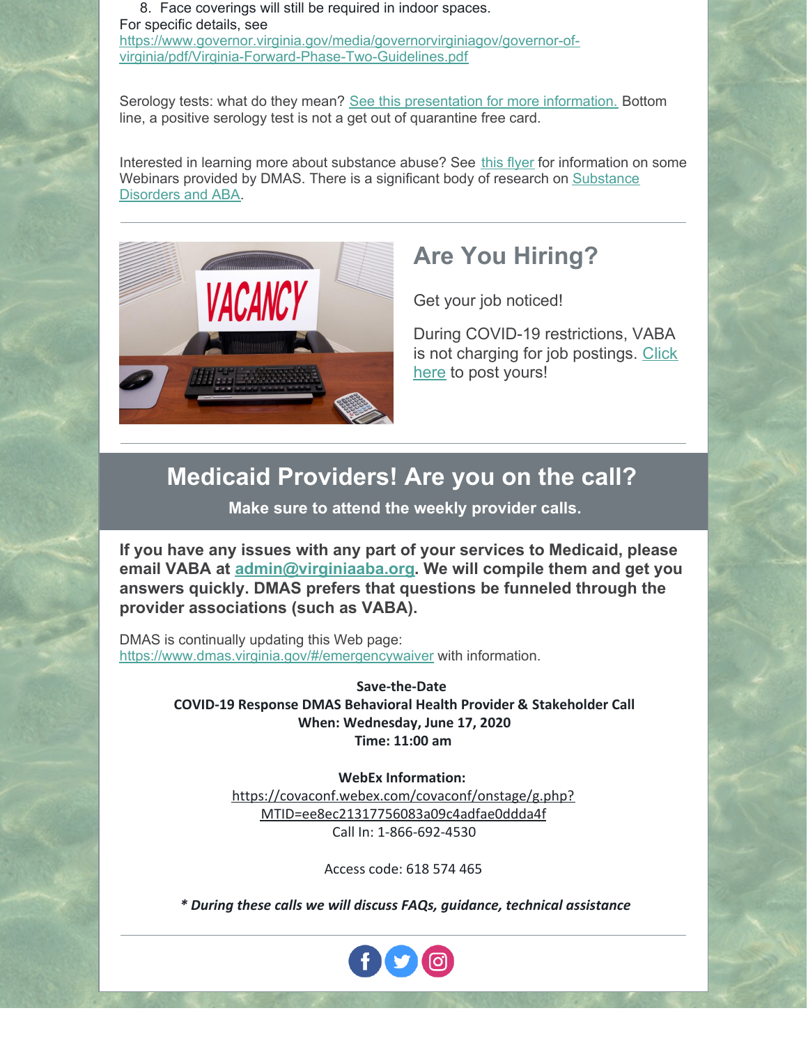8. Face coverings will still be required in indoor spaces.

For specific details, see https://www.governor.virginia.gov/media/governorvirginiagov/governor-of-virginia/pdf/Virginia-Forward-Phase-Two-Guidelines.pdf

Serology tests: what do they mean? See this presentation for more information. Bottom line, a positive serology test is not a get out of quarantine free card.

Interested in learning more about substance abuse? See this flyer for information on some Webinars provided by DMAS. There is a significant body of research on Substance Disorders and ABA.

## Are You Hiring?

Get your job noticed!

During COVID-19 restrictions, VABA is not charging for job postings. Click here to post yours!

## Medicaid Providers! Are you on the call?

**Make sure to attend the weekly provider calls.**

**If you have any issues with any part of your services to Medicaid, please email VABA at admin@virginiaaba.org. We will compile them and get you answers quickly. DMAS prefers that questions be funneled through the provider associations (such as VABA).**

DMAS is continually updating this Web page: https://www.dmas.virginia.gov/#/emergencywaiver with information.

**Save-the-Date**
**COVID-19 Response DMAS Behavioral Health Provider & Stakeholder Call**
**When: Wednesday, June 17, 2020**
**Time: 11:00 am**

**WebEx Information:**
https://covaconf.webex.com/covaconf/onstage/g.php?MTID=ee8ec21317756083a09c4adfae0ddda4f
Call In: 1-866-692-4530

Access code: 618 574 465

***\* During these calls we will discuss FAQs, guidance, technical assistance***